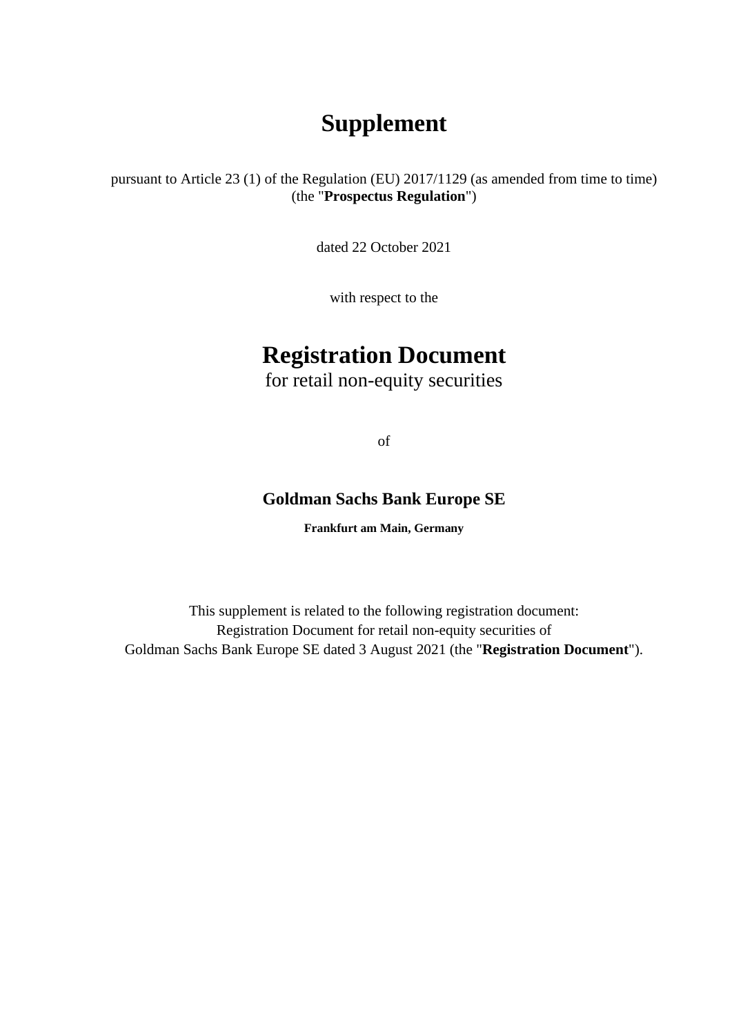# Supplement

pursuant to Article 23 (1) of the Regulation (EU) 2017/1129 (as amended from time to time) (the "**Prospectus Regulation**")

dated 22 October 2021

with respect to the

# Registration Document

for retail non-equity securities

of

**Goldman Sachs Bank Europe SE**

**Frankfurt am Main, Germany**

This supplement is related to the following registration document:
Registration Document for retail non-equity securities of
Goldman Sachs Bank Europe SE dated 3 August 2021 (the "**Registration Document**").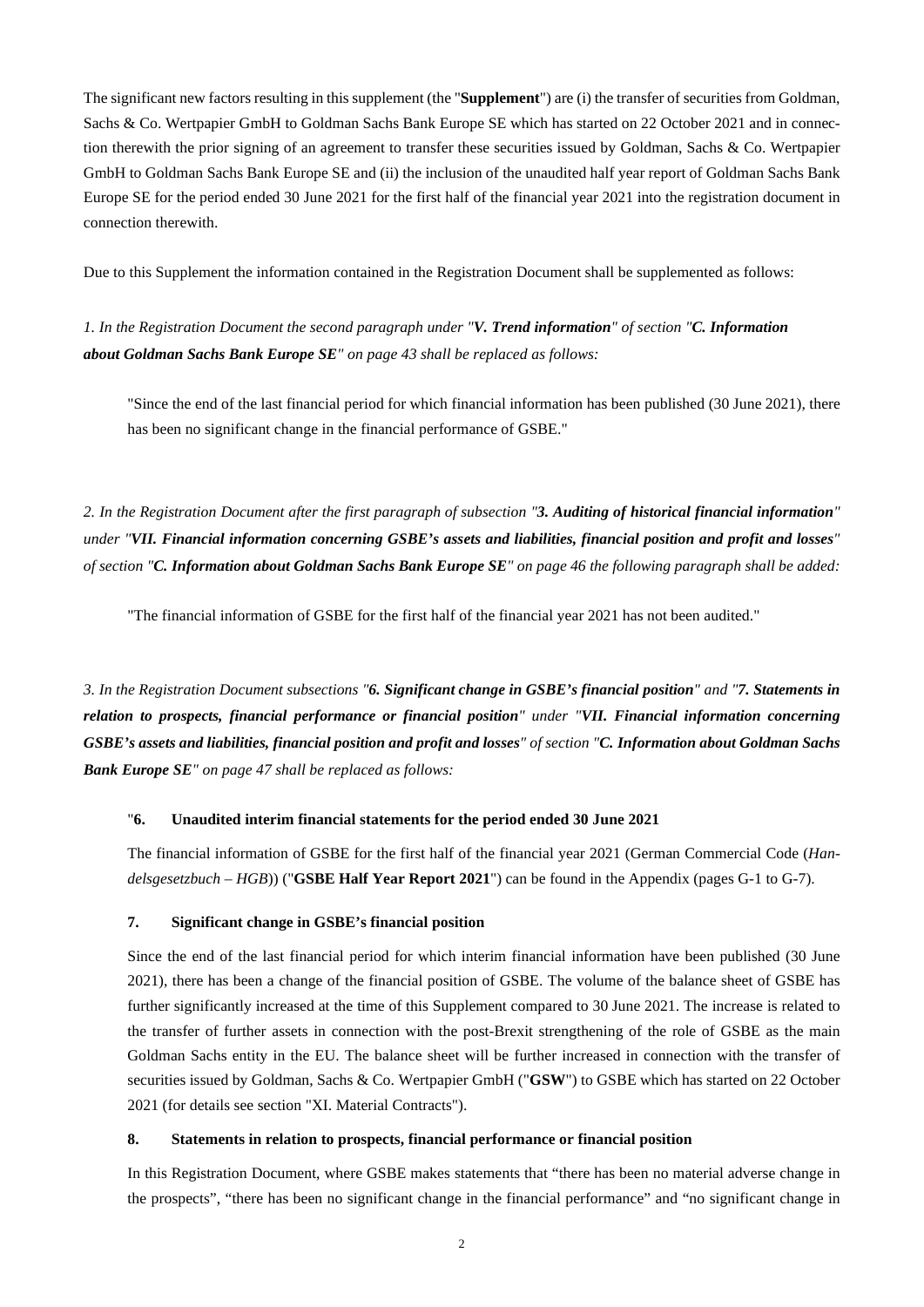The significant new factors resulting in this supplement (the "**Supplement**") are (i) the transfer of securities from Goldman, Sachs & Co. Wertpapier GmbH to Goldman Sachs Bank Europe SE which has started on 22 October 2021 and in connection therewith the prior signing of an agreement to transfer these securities issued by Goldman, Sachs & Co. Wertpapier GmbH to Goldman Sachs Bank Europe SE and (ii) the inclusion of the unaudited half year report of Goldman Sachs Bank Europe SE for the period ended 30 June 2021 for the first half of the financial year 2021 into the registration document in connection therewith.

Due to this Supplement the information contained in the Registration Document shall be supplemented as follows:

*1. In the Registration Document the second paragraph under "**V. Trend information**" of section "**C. Information about Goldman Sachs Bank Europe SE**" on page 43 shall be replaced as follows:*

> "Since the end of the last financial period for which financial information has been published (30 June 2021), there has been no significant change in the financial performance of GSBE."

*2. In the Registration Document after the first paragraph of subsection "**3. Auditing of historical financial information**" under "**VII. Financial information concerning GSBE's assets and liabilities, financial position and profit and losses**" of section "**C. Information about Goldman Sachs Bank Europe SE**" on page 46 the following paragraph shall be added:*

> "The financial information of GSBE for the first half of the financial year 2021 has not been audited."

*3. In the Registration Document subsections "**6. Significant change in GSBE's financial position**" and "**7. Statements in relation to prospects, financial performance or financial position**" under "**VII. Financial information concerning GSBE's assets and liabilities, financial position and profit and losses**" of section "**C. Information about Goldman Sachs Bank Europe SE**" on page 47 shall be replaced as follows:*

> "**6. Unaudited interim financial statements for the period ended 30 June 2021**
>
> The financial information of GSBE for the first half of the financial year 2021 (German Commercial Code (*Handelsgesetzbuch – HGB*)) ("**GSBE Half Year Report 2021**") can be found in the Appendix (pages G-1 to G-7).
>
> **7. Significant change in GSBE's financial position**
>
> Since the end of the last financial period for which interim financial information have been published (30 June 2021), there has been a change of the financial position of GSBE. The volume of the balance sheet of GSBE has further significantly increased at the time of this Supplement compared to 30 June 2021. The increase is related to the transfer of further assets in connection with the post-Brexit strengthening of the role of GSBE as the main Goldman Sachs entity in the EU. The balance sheet will be further increased in connection with the transfer of securities issued by Goldman, Sachs & Co. Wertpapier GmbH ("**GSW**") to GSBE which has started on 22 October 2021 (for details see section "XI. Material Contracts").
>
> **8. Statements in relation to prospects, financial performance or financial position**
>
> In this Registration Document, where GSBE makes statements that "there has been no material adverse change in the prospects", "there has been no significant change in the financial performance" and "no significant change in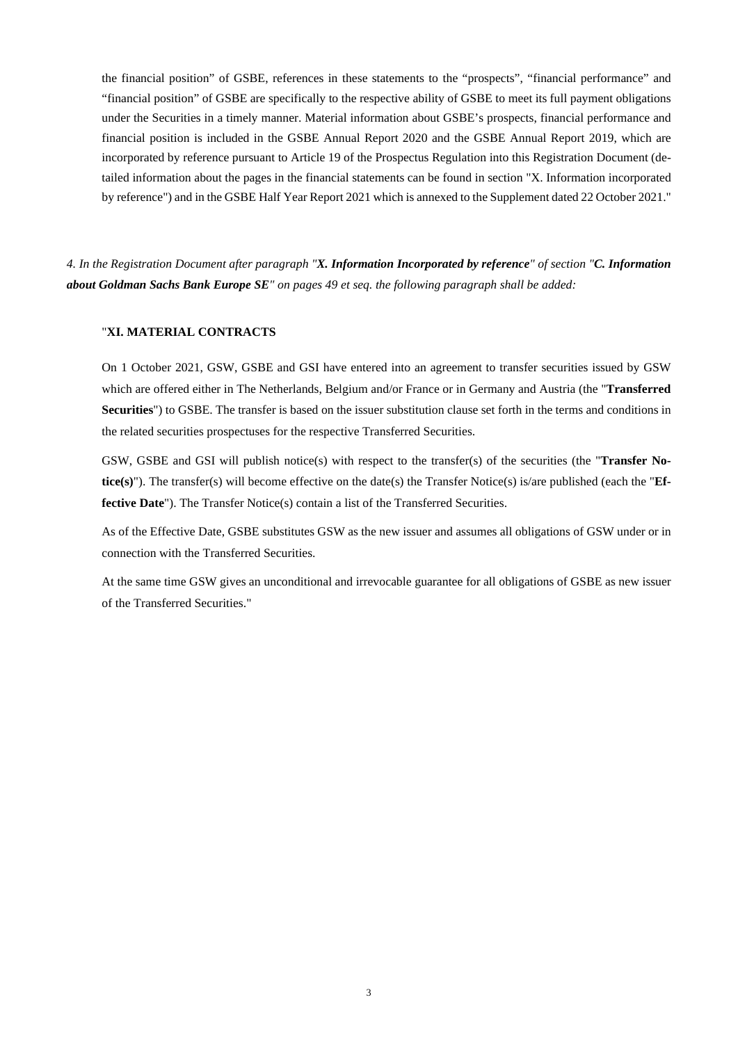the financial position" of GSBE, references in these statements to the "prospects", "financial performance" and "financial position" of GSBE are specifically to the respective ability of GSBE to meet its full payment obligations under the Securities in a timely manner. Material information about GSBE's prospects, financial performance and financial position is included in the GSBE Annual Report 2020 and the GSBE Annual Report 2019, which are incorporated by reference pursuant to Article 19 of the Prospectus Regulation into this Registration Document (detailed information about the pages in the financial statements can be found in section "X. Information incorporated by reference") and in the GSBE Half Year Report 2021 which is annexed to the Supplement dated 22 October 2021."

*4. In the Registration Document after paragraph "**X. Information Incorporated by reference**" of section "**C. Information about Goldman Sachs Bank Europe SE**" on pages 49 et seq. the following paragraph shall be added:*

"**XI. MATERIAL CONTRACTS**

On 1 October 2021, GSW, GSBE and GSI have entered into an agreement to transfer securities issued by GSW which are offered either in The Netherlands, Belgium and/or France or in Germany and Austria (the "**Transferred Securities**") to GSBE. The transfer is based on the issuer substitution clause set forth in the terms and conditions in the related securities prospectuses for the respective Transferred Securities.

GSW, GSBE and GSI will publish notice(s) with respect to the transfer(s) of the securities (the "**Transfer Notice(s)**"). The transfer(s) will become effective on the date(s) the Transfer Notice(s) is/are published (each the "**Effective Date**"). The Transfer Notice(s) contain a list of the Transferred Securities.

As of the Effective Date, GSBE substitutes GSW as the new issuer and assumes all obligations of GSW under or in connection with the Transferred Securities.

At the same time GSW gives an unconditional and irrevocable guarantee for all obligations of GSBE as new issuer of the Transferred Securities."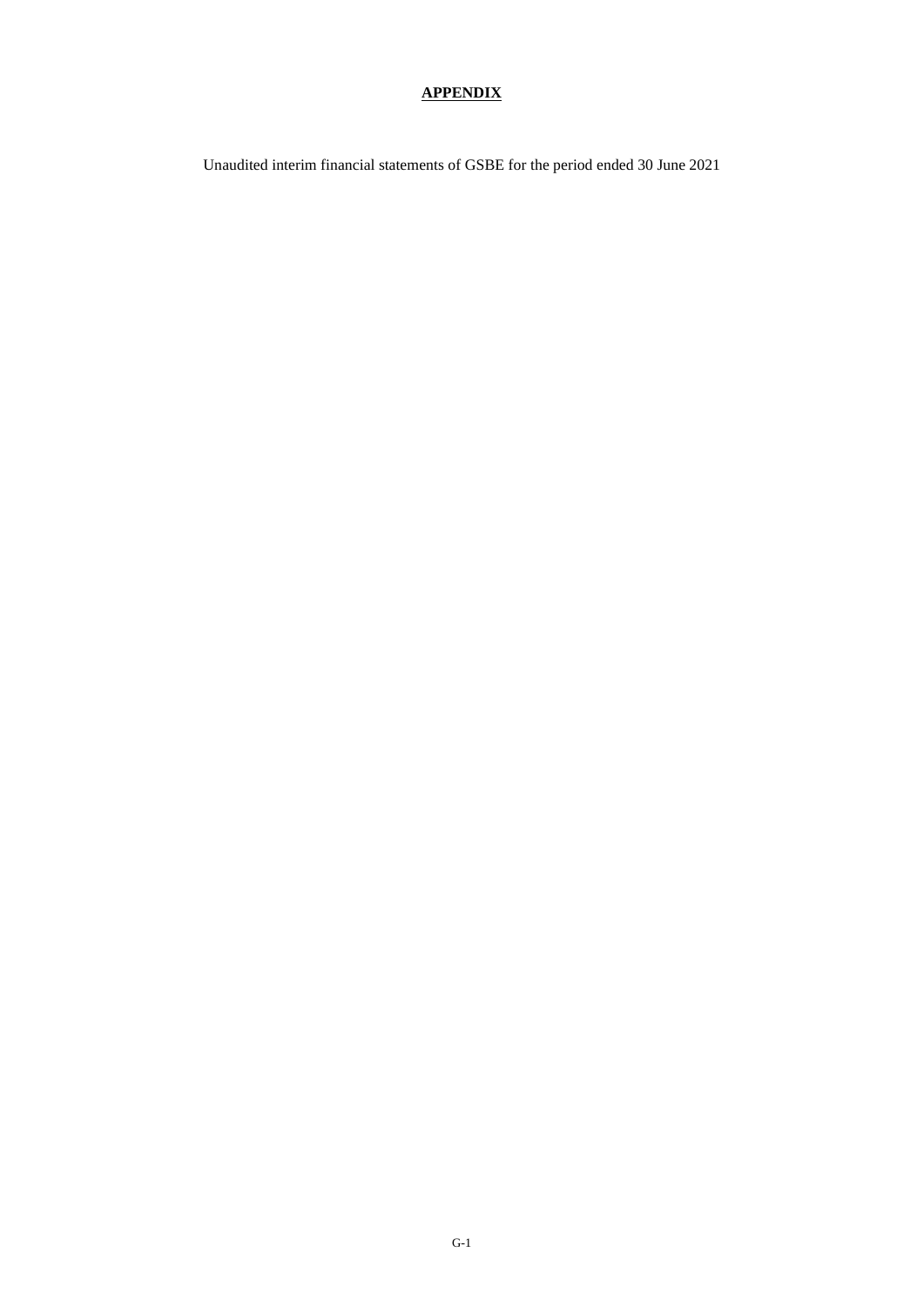**APPENDIX**

Unaudited interim financial statements of GSBE for the period ended 30 June 2021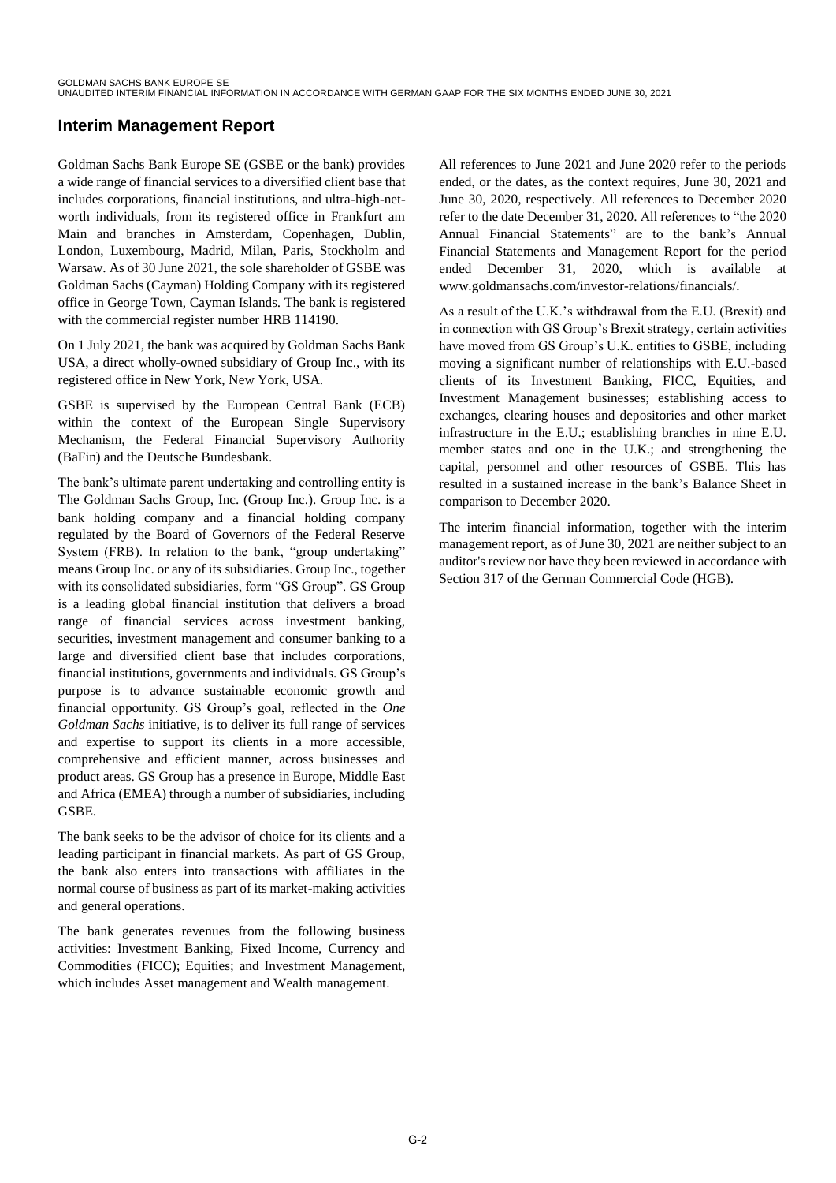## Interim Management Report

Goldman Sachs Bank Europe SE (GSBE or the bank) provides a wide range of financial services to a diversified client base that includes corporations, financial institutions, and ultra-high-net-worth individuals, from its registered office in Frankfurt am Main and branches in Amsterdam, Copenhagen, Dublin, London, Luxembourg, Madrid, Milan, Paris, Stockholm and Warsaw. As of 30 June 2021, the sole shareholder of GSBE was Goldman Sachs (Cayman) Holding Company with its registered office in George Town, Cayman Islands. The bank is registered with the commercial register number HRB 114190.

On 1 July 2021, the bank was acquired by Goldman Sachs Bank USA, a direct wholly-owned subsidiary of Group Inc., with its registered office in New York, New York, USA.

GSBE is supervised by the European Central Bank (ECB) within the context of the European Single Supervisory Mechanism, the Federal Financial Supervisory Authority (BaFin) and the Deutsche Bundesbank.

The bank's ultimate parent undertaking and controlling entity is The Goldman Sachs Group, Inc. (Group Inc.). Group Inc. is a bank holding company and a financial holding company regulated by the Board of Governors of the Federal Reserve System (FRB). In relation to the bank, "group undertaking" means Group Inc. or any of its subsidiaries. Group Inc., together with its consolidated subsidiaries, form "GS Group". GS Group is a leading global financial institution that delivers a broad range of financial services across investment banking, securities, investment management and consumer banking to a large and diversified client base that includes corporations, financial institutions, governments and individuals. GS Group's purpose is to advance sustainable economic growth and financial opportunity. GS Group's goal, reflected in the *One Goldman Sachs* initiative, is to deliver its full range of services and expertise to support its clients in a more accessible, comprehensive and efficient manner, across businesses and product areas. GS Group has a presence in Europe, Middle East and Africa (EMEA) through a number of subsidiaries, including GSBE.

The bank seeks to be the advisor of choice for its clients and a leading participant in financial markets. As part of GS Group, the bank also enters into transactions with affiliates in the normal course of business as part of its market-making activities and general operations.

The bank generates revenues from the following business activities: Investment Banking, Fixed Income, Currency and Commodities (FICC); Equities; and Investment Management, which includes Asset management and Wealth management.

All references to June 2021 and June 2020 refer to the periods ended, or the dates, as the context requires, June 30, 2021 and June 30, 2020, respectively. All references to December 2020 refer to the date December 31, 2020. All references to "the 2020 Annual Financial Statements" are to the bank's Annual Financial Statements and Management Report for the period ended December 31, 2020, which is available at www.goldmansachs.com/investor-relations/financials/.

As a result of the U.K.'s withdrawal from the E.U. (Brexit) and in connection with GS Group's Brexit strategy, certain activities have moved from GS Group's U.K. entities to GSBE, including moving a significant number of relationships with E.U.-based clients of its Investment Banking, FICC, Equities, and Investment Management businesses; establishing access to exchanges, clearing houses and depositories and other market infrastructure in the E.U.; establishing branches in nine E.U. member states and one in the U.K.; and strengthening the capital, personnel and other resources of GSBE. This has resulted in a sustained increase in the bank's Balance Sheet in comparison to December 2020.

The interim financial information, together with the interim management report, as of June 30, 2021 are neither subject to an auditor's review nor have they been reviewed in accordance with Section 317 of the German Commercial Code (HGB).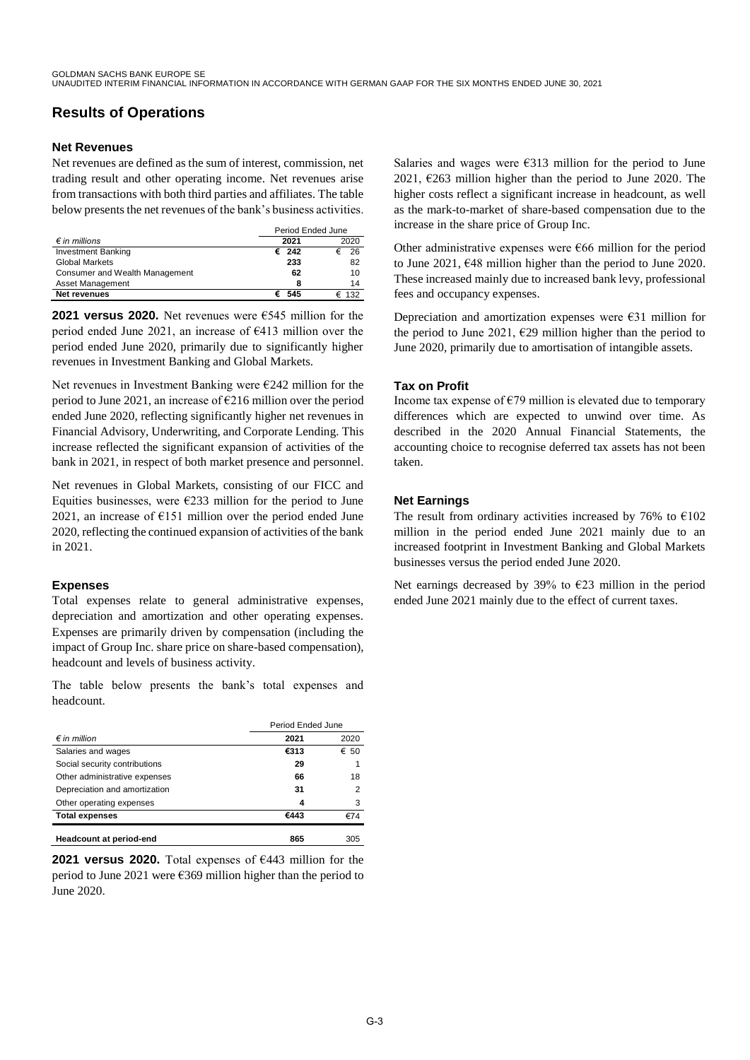# Results of Operations

### Net Revenues

Net revenues are defined as the sum of interest, commission, net trading result and other operating income. Net revenues arise from transactions with both third parties and affiliates. The table below presents the net revenues of the bank's business activities.

| | Period Ended June | |
|---|---|---|
| *€ in millions* | **2021** | 2020 |
| Investment Banking | **€ 242** | € 26 |
| Global Markets | **233** | 82 |
| Consumer and Wealth Management | **62** | 10 |
| Asset Management | **8** | 14 |
| **Net revenues** | **€ 545** | € 132 |

**2021 versus 2020.** Net revenues were €545 million for the period ended June 2021, an increase of €413 million over the period ended June 2020, primarily due to significantly higher revenues in Investment Banking and Global Markets.

Net revenues in Investment Banking were €242 million for the period to June 2021, an increase of €216 million over the period ended June 2020, reflecting significantly higher net revenues in Financial Advisory, Underwriting, and Corporate Lending. This increase reflected the significant expansion of activities of the bank in 2021, in respect of both market presence and personnel.

Net revenues in Global Markets, consisting of our FICC and Equities businesses, were €233 million for the period to June 2021, an increase of €151 million over the period ended June 2020, reflecting the continued expansion of activities of the bank in 2021.

### Expenses

Total expenses relate to general administrative expenses, depreciation and amortization and other operating expenses. Expenses are primarily driven by compensation (including the impact of Group Inc. share price on share-based compensation), headcount and levels of business activity.

The table below presents the bank's total expenses and headcount.

| | Period Ended June | |
|---|---|---|
| *€ in million* | **2021** | 2020 |
| Salaries and wages | **€313** | € 50 |
| Social security contributions | **29** | 1 |
| Other administrative expenses | **66** | 18 |
| Depreciation and amortization | **31** | 2 |
| Other operating expenses | **4** | 3 |
| **Total expenses** | **€443** | €74 |
| **Headcount at period-end** | **865** | 305 |

**2021 versus 2020.** Total expenses of €443 million for the period to June 2021 were €369 million higher than the period to June 2020.

Salaries and wages were €313 million for the period to June 2021, €263 million higher than the period to June 2020. The higher costs reflect a significant increase in headcount, as well as the mark-to-market of share-based compensation due to the increase in the share price of Group Inc.

Other administrative expenses were €66 million for the period to June 2021, €48 million higher than the period to June 2020. These increased mainly due to increased bank levy, professional fees and occupancy expenses.

Depreciation and amortization expenses were €31 million for the period to June 2021, €29 million higher than the period to June 2020, primarily due to amortisation of intangible assets.

### Tax on Profit

Income tax expense of €79 million is elevated due to temporary differences which are expected to unwind over time. As described in the 2020 Annual Financial Statements, the accounting choice to recognise deferred tax assets has not been taken.

### Net Earnings

The result from ordinary activities increased by 76% to €102 million in the period ended June 2021 mainly due to an increased footprint in Investment Banking and Global Markets businesses versus the period ended June 2020.

Net earnings decreased by 39% to €23 million in the period ended June 2021 mainly due to the effect of current taxes.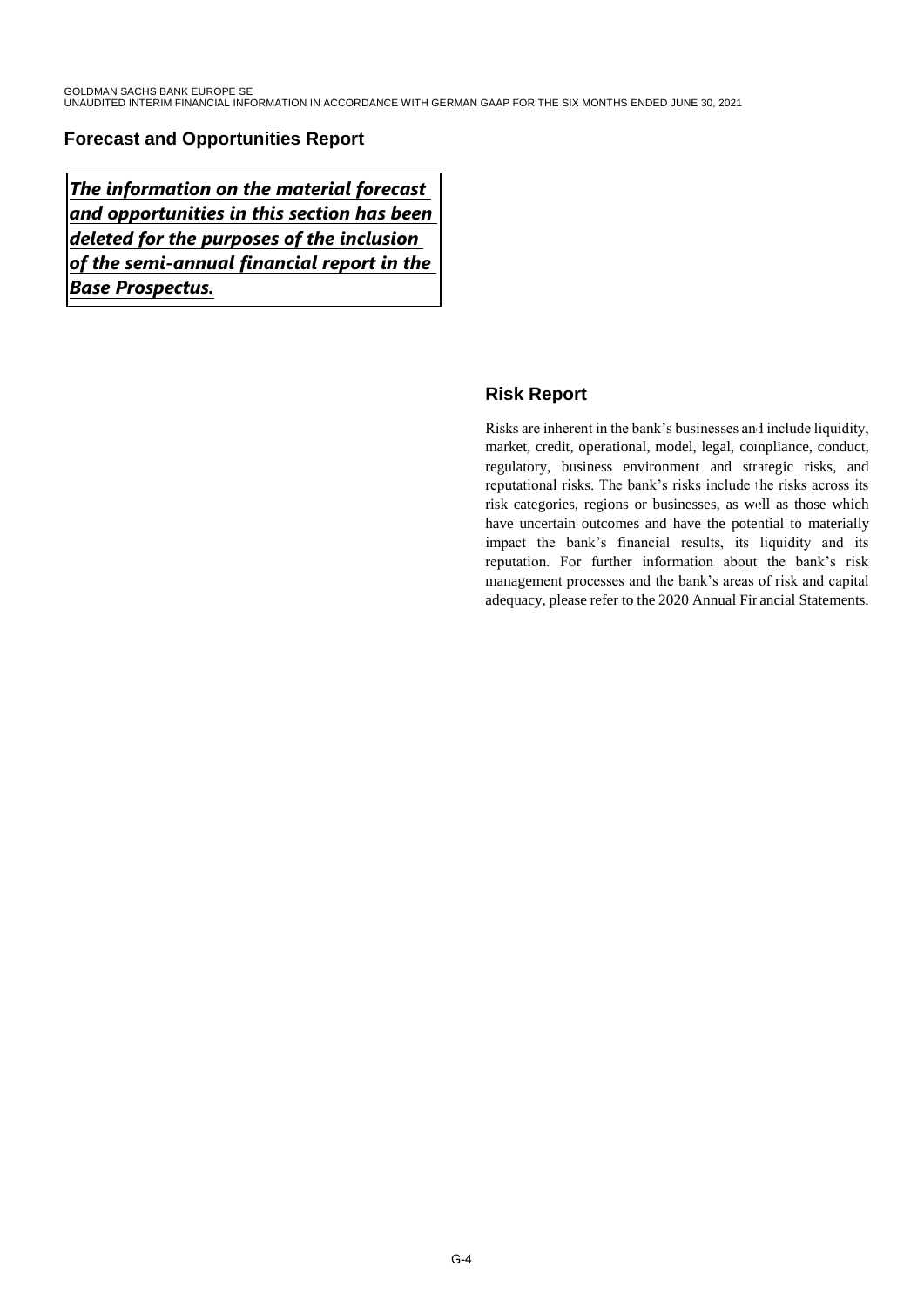## Forecast and Opportunities Report

***The information on the material forecast and opportunities in this section has been deleted for the purposes of the inclusion of the semi-annual financial report in the Base Prospectus.***

## Risk Report

Risks are inherent in the bank's businesses and include liquidity, market, credit, operational, model, legal, compliance, conduct, regulatory, business environment and strategic risks, and reputational risks. The bank's risks include the risks across its risk categories, regions or businesses, as well as those which have uncertain outcomes and have the potential to materially impact the bank's financial results, its liquidity and its reputation. For further information about the bank's risk management processes and the bank's areas of risk and capital adequacy, please refer to the 2020 Annual Financial Statements.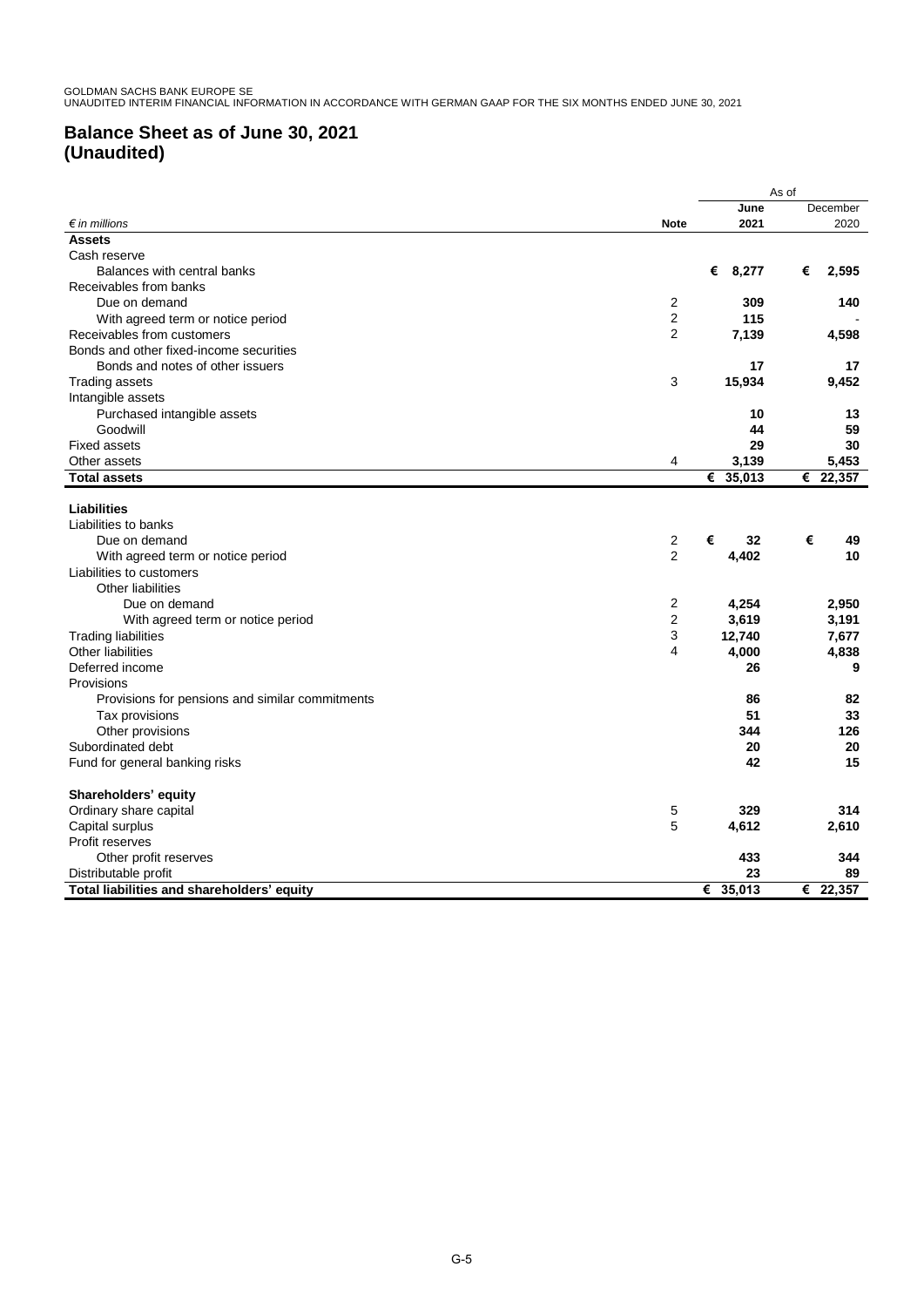# Balance Sheet as of June 30, 2021 (Unaudited)

| *€ in millions* | Note | As of June 2021 | As of December 2020 |
|---|---|---|---|
| **Assets** | | | |
| Cash reserve | | | |
| Balances with central banks | | € 8,277 | € 2,595 |
| Receivables from banks | | | |
| Due on demand | 2 | 309 | 140 |
| With agreed term or notice period | 2 | 115 | - |
| Receivables from customers | 2 | 7,139 | 4,598 |
| Bonds and other fixed-income securities | | | |
| Bonds and notes of other issuers | | 17 | 17 |
| Trading assets | 3 | 15,934 | 9,452 |
| Intangible assets | | | |
| Purchased intangible assets | | 10 | 13 |
| Goodwill | | 44 | 59 |
| Fixed assets | | 29 | 30 |
| Other assets | 4 | 3,139 | 5,453 |
| **Total assets** | | **€ 35,013** | **€ 22,357** |
| **Liabilities** | | | |
| Liabilities to banks | | | |
| Due on demand | 2 | € 32 | € 49 |
| With agreed term or notice period | 2 | 4,402 | 10 |
| Liabilities to customers | | | |
| Other liabilities | | | |
| Due on demand | 2 | 4,254 | 2,950 |
| With agreed term or notice period | 2 | 3,619 | 3,191 |
| Trading liabilities | 3 | 12,740 | 7,677 |
| Other liabilities | 4 | 4,000 | 4,838 |
| Deferred income | | 26 | 9 |
| Provisions | | | |
| Provisions for pensions and similar commitments | | 86 | 82 |
| Tax provisions | | 51 | 33 |
| Other provisions | | 344 | 126 |
| Subordinated debt | | 20 | 20 |
| Fund for general banking risks | | 42 | 15 |
| **Shareholders' equity** | | | |
| Ordinary share capital | 5 | 329 | 314 |
| Capital surplus | 5 | 4,612 | 2,610 |
| Profit reserves | | | |
| Other profit reserves | | 433 | 344 |
| Distributable profit | | 23 | 89 |
| **Total liabilities and shareholders' equity** | | **€ 35,013** | **€ 22,357** |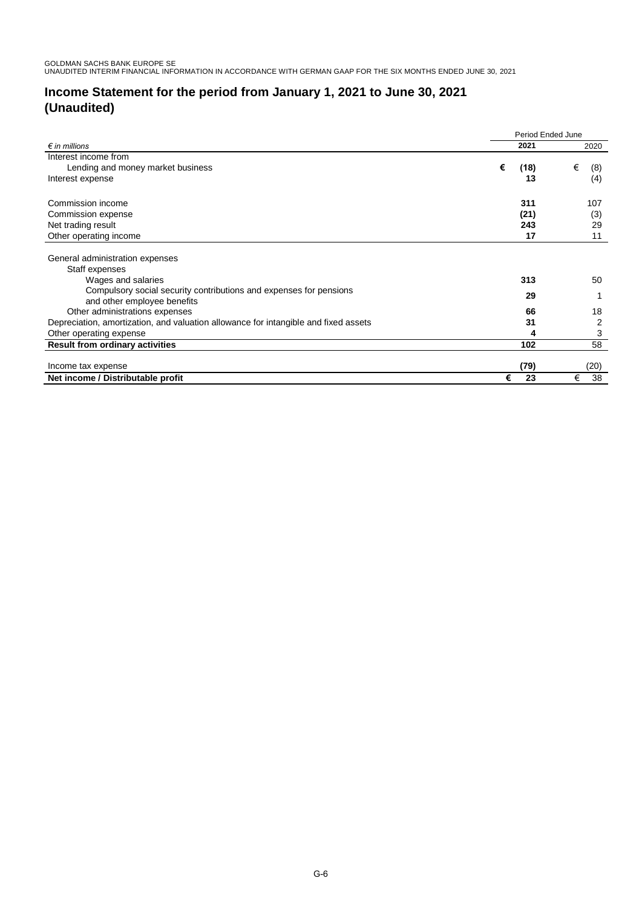# Income Statement for the period from January 1, 2021 to June 30, 2021 (Unaudited)

| *€ in millions* | Period Ended June 2021 | 2020 |
|---|---|---|
| Interest income from | | |
| Lending and money market business | **€ (18)** | € (8) |
| Interest expense | **13** | (4) |
| | | |
| Commission income | **311** | 107 |
| Commission expense | **(21)** | (3) |
| Net trading result | **243** | 29 |
| Other operating income | **17** | 11 |
| | | |
| General administration expenses | | |
| Staff expenses | | |
| Wages and salaries | **313** | 50 |
| Compulsory social security contributions and expenses for pensions and other employee benefits | **29** | 1 |
| Other administrations expenses | **66** | 18 |
| Depreciation, amortization, and valuation allowance for intangible and fixed assets | **31** | 2 |
| Other operating expense | **4** | 3 |
| **Result from ordinary activities** | **102** | 58 |
| | | |
| Income tax expense | **(79)** | (20) |
| **Net income / Distributable profit** | **€ 23** | € 38 |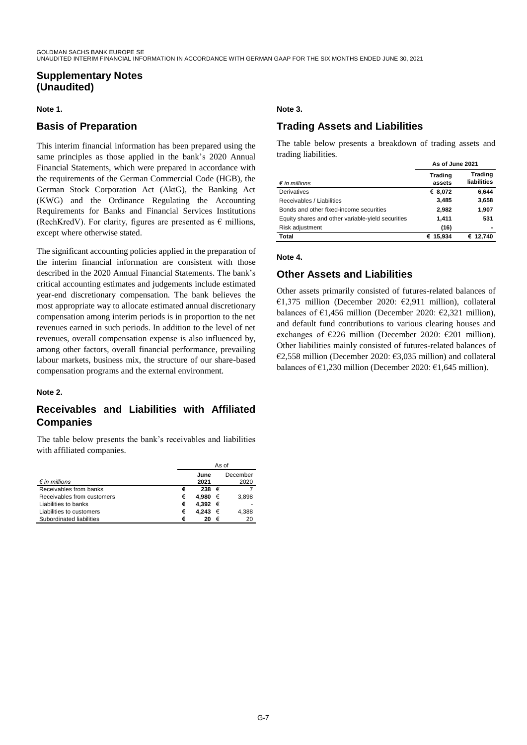# Supplementary Notes (Unaudited)

**Note 1.**

## Basis of Preparation

This interim financial information has been prepared using the same principles as those applied in the bank's 2020 Annual Financial Statements, which were prepared in accordance with the requirements of the German Commercial Code (HGB), the German Stock Corporation Act (AktG), the Banking Act (KWG) and the Ordinance Regulating the Accounting Requirements for Banks and Financial Services Institutions (RechKredV). For clarity, figures are presented as € millions, except where otherwise stated.

The significant accounting policies applied in the preparation of the interim financial information are consistent with those described in the 2020 Annual Financial Statements. The bank's critical accounting estimates and judgements include estimated year-end discretionary compensation. The bank believes the most appropriate way to allocate estimated annual discretionary compensation among interim periods is in proportion to the net revenues earned in such periods. In addition to the level of net revenues, overall compensation expense is also influenced by, among other factors, overall financial performance, prevailing labour markets, business mix, the structure of our share-based compensation programs and the external environment.

**Note 2.**

## Receivables and Liabilities with Affiliated Companies

The table below presents the bank's receivables and liabilities with affiliated companies.

| | As of | |
|---|---|---|
| *€ in millions* | **June 2021** | December 2020 |
| Receivables from banks | **€ 238** | € 7 |
| Receivables from customers | **€ 4,980** | € 3,898 |
| Liabilities to banks | **€ 4,392** | € - |
| Liabilities to customers | **€ 4,243** | € 4,388 |
| Subordinated liabilities | **€ 20** | € 20 |

**Note 3.**

## Trading Assets and Liabilities

The table below presents a breakdown of trading assets and trading liabilities.

| | **As of June 2021** | |
|---|---|---|
| *€ in millions* | **Trading assets** | **Trading liabilities** |
| Derivatives | **€ 8,072** | **6,644** |
| Receivables / Liabilities | **3,485** | **3,658** |
| Bonds and other fixed-income securities | **2,982** | **1,907** |
| Equity shares and other variable-yield securities | **1,411** | **531** |
| Risk adjustment | **(16)** | **-** |
| **Total** | **€ 15,934** | **€ 12,740** |

**Note 4.**

## Other Assets and Liabilities

Other assets primarily consisted of futures-related balances of €1,375 million (December 2020: €2,911 million), collateral balances of €1,456 million (December 2020: €2,321 million), and default fund contributions to various clearing houses and exchanges of €226 million (December 2020: €201 million). Other liabilities mainly consisted of futures-related balances of €2,558 million (December 2020: €3,035 million) and collateral balances of €1,230 million (December 2020: €1,645 million).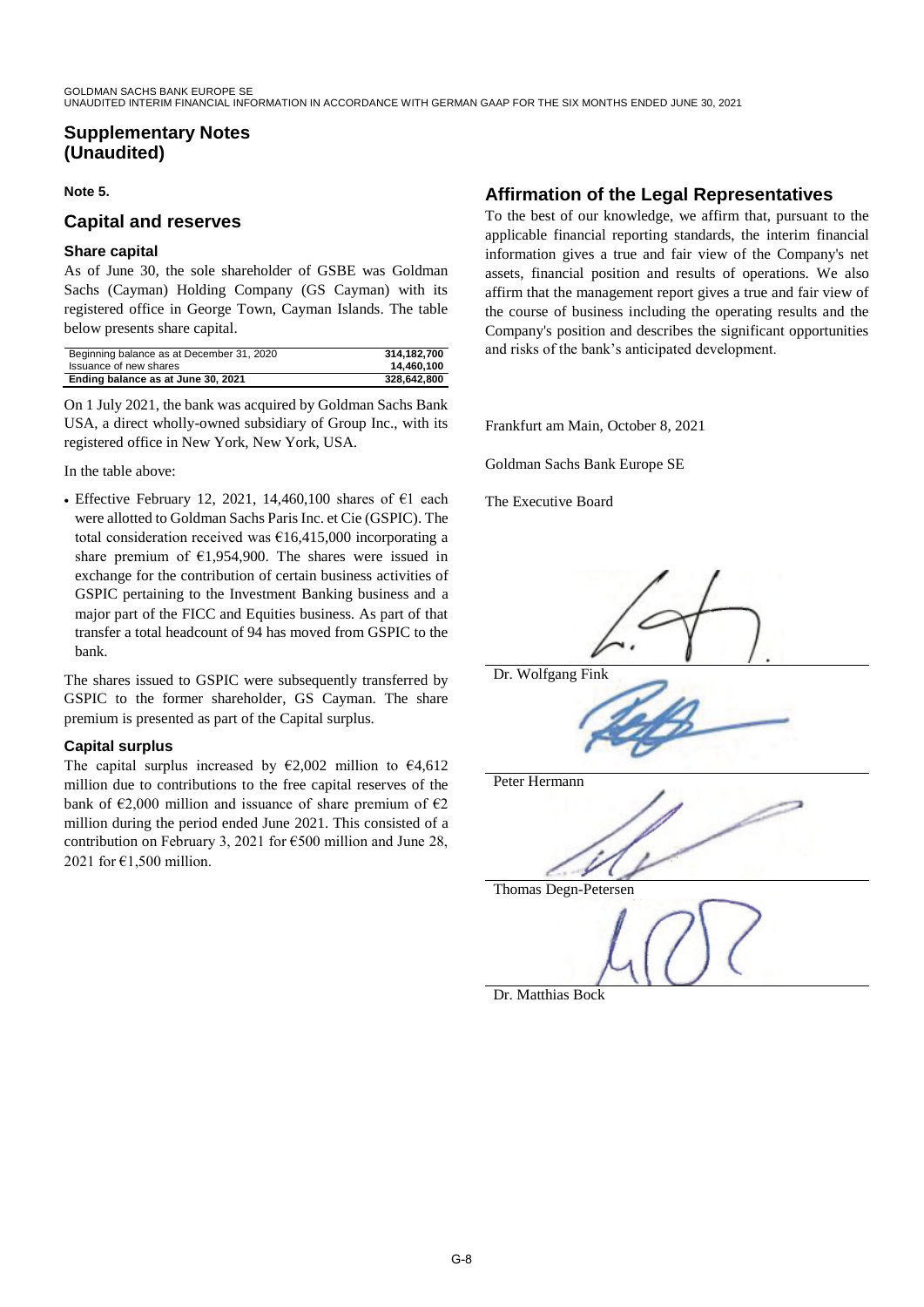## Supplementary Notes (Unaudited)

**Note 5.**

### Capital and reserves

#### Share capital

As of June 30, the sole shareholder of GSBE was Goldman Sachs (Cayman) Holding Company (GS Cayman) with its registered office in George Town, Cayman Islands. The table below presents share capital.

| | |
|---|---|
| Beginning balance as at December 31, 2020 | 314,182,700 |
| Issuance of new shares | 14,460,100 |
| **Ending balance as at June 30, 2021** | **328,642,800** |

On 1 July 2021, the bank was acquired by Goldman Sachs Bank USA, a direct wholly-owned subsidiary of Group Inc., with its registered office in New York, New York, USA.

In the table above:

- Effective February 12, 2021, 14,460,100 shares of €1 each were allotted to Goldman Sachs Paris Inc. et Cie (GSPIC). The total consideration received was €16,415,000 incorporating a share premium of €1,954,900. The shares were issued in exchange for the contribution of certain business activities of GSPIC pertaining to the Investment Banking business and a major part of the FICC and Equities business. As part of that transfer a total headcount of 94 has moved from GSPIC to the bank.

The shares issued to GSPIC were subsequently transferred by GSPIC to the former shareholder, GS Cayman. The share premium is presented as part of the Capital surplus.

#### Capital surplus

The capital surplus increased by €2,002 million to €4,612 million due to contributions to the free capital reserves of the bank of €2,000 million and issuance of share premium of €2 million during the period ended June 2021. This consisted of a contribution on February 3, 2021 for €500 million and June 28, 2021 for €1,500 million.

## Affirmation of the Legal Representatives

To the best of our knowledge, we affirm that, pursuant to the applicable financial reporting standards, the interim financial information gives a true and fair view of the Company's net assets, financial position and results of operations. We also affirm that the management report gives a true and fair view of the course of business including the operating results and the Company's position and describes the significant opportunities and risks of the bank's anticipated development.

Frankfurt am Main, October 8, 2021

Goldman Sachs Bank Europe SE

The Executive Board

Dr. Wolfgang Fink

Peter Hermann

Thomas Degn-Petersen

Dr. Matthias Bock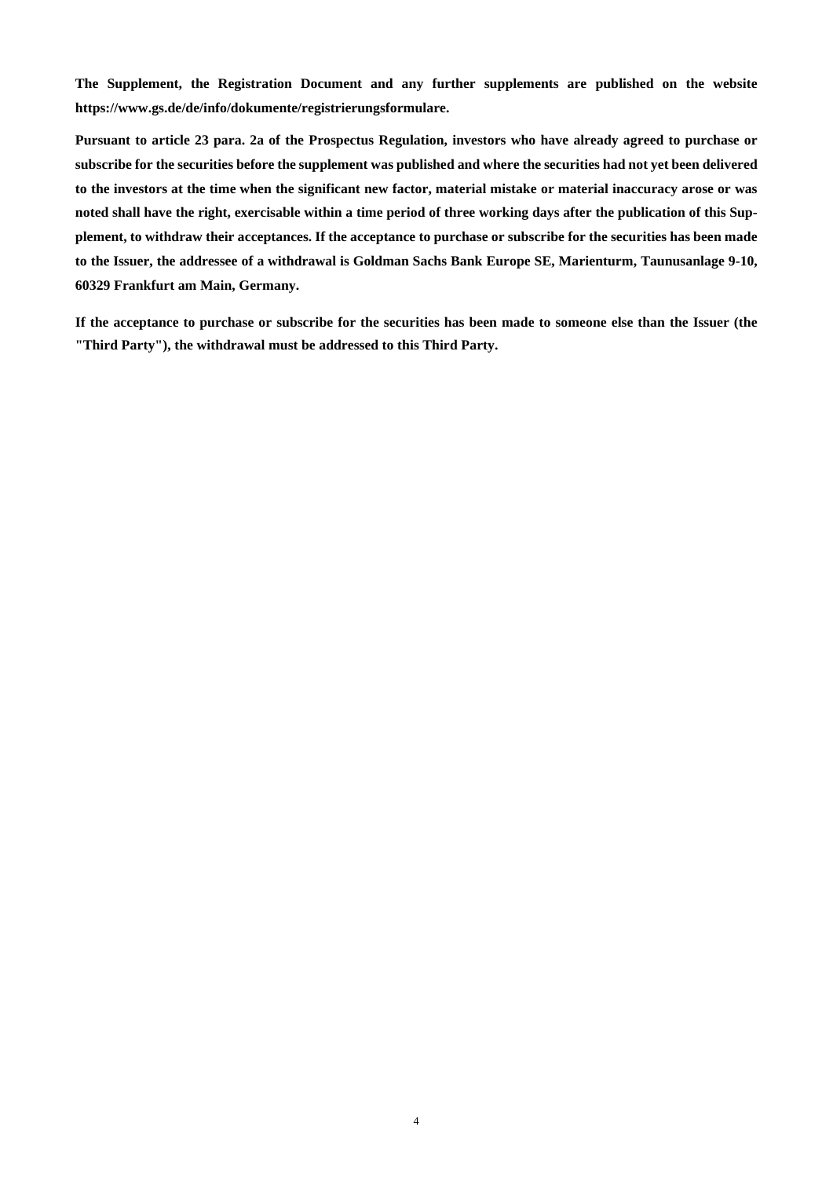**The Supplement, the Registration Document and any further supplements are published on the website https://www.gs.de/de/info/dokumente/registrierungsformulare.**

**Pursuant to article 23 para. 2a of the Prospectus Regulation, investors who have already agreed to purchase or subscribe for the securities before the supplement was published and where the securities had not yet been delivered to the investors at the time when the significant new factor, material mistake or material inaccuracy arose or was noted shall have the right, exercisable within a time period of three working days after the publication of this Supplement, to withdraw their acceptances. If the acceptance to purchase or subscribe for the securities has been made to the Issuer, the addressee of a withdrawal is Goldman Sachs Bank Europe SE, Marienturm, Taunusanlage 9-10, 60329 Frankfurt am Main, Germany.**

**If the acceptance to purchase or subscribe for the securities has been made to someone else than the Issuer (the "Third Party"), the withdrawal must be addressed to this Third Party.**